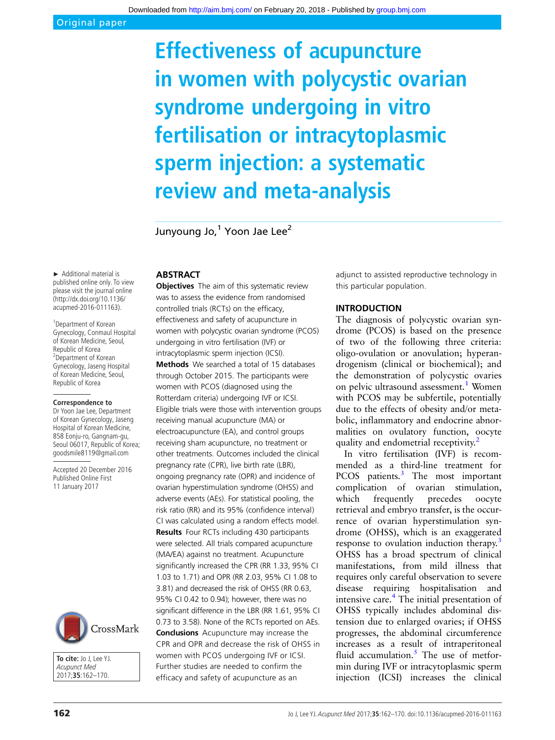Original paper

# Effectiveness of acupuncture in women with polycystic ovarian syndrome undergoing in vitro fertilisation or intracytoplasmic sperm injection: a systematic review and meta-analysis

Junyoung Jo,[1] Yoon Jae Lee[2]

► Additional material is published online only. To view please visit the journal online (http://dx.doi.org/10.1136/acupmed-2016-011163).

[1]Department of Korean Gynecology, Conmaul Hospital of Korean Medicine, Seoul, Republic of Korea
[2]Department of Korean Gynecology, Jaseng Hospital of Korean Medicine, Seoul, Republic of Korea

**Correspondence to**
Dr Yoon Jae Lee, Department of Korean Gynecology, Jaseng Hospital of Korean Medicine, 858 Eonju-ro, Gangnam-gu, Seoul 06017, Republic of Korea; goodsmile8119@gmail.com

Accepted 20 December 2016
Published Online First 11 January 2017

**To cite:** Jo J, Lee YJ. *Acupunct Med* 2017;**35**:162–170.

## ABSTRACT

**Objectives** The aim of this systematic review was to assess the evidence from randomised controlled trials (RCTs) on the efficacy, effectiveness and safety of acupuncture in women with polycystic ovarian syndrome (PCOS) undergoing in vitro fertilisation (IVF) or intracytoplasmic sperm injection (ICSI).

**Methods** We searched a total of 15 databases through October 2015. The participants were women with PCOS (diagnosed using the Rotterdam criteria) undergoing IVF or ICSI. Eligible trials were those with intervention groups receiving manual acupuncture (MA) or electroacupuncture (EA), and control groups receiving sham acupuncture, no treatment or other treatments. Outcomes included the clinical pregnancy rate (CPR), live birth rate (LBR), ongoing pregnancy rate (OPR) and incidence of ovarian hyperstimulation syndrome (OHSS) and adverse events (AEs). For statistical pooling, the risk ratio (RR) and its 95% (confidence interval) CI was calculated using a random effects model.

**Results** Four RCTs including 430 participants were selected. All trials compared acupuncture (MA/EA) against no treatment. Acupuncture significantly increased the CPR (RR 1.33, 95% CI 1.03 to 1.71) and OPR (RR 2.03, 95% CI 1.08 to 3.81) and decreased the risk of OHSS (RR 0.63, 95% CI 0.42 to 0.94); however, there was no significant difference in the LBR (RR 1.61, 95% CI 0.73 to 3.58). None of the RCTs reported on AEs.

**Conclusions** Acupuncture may increase the CPR and OPR and decrease the risk of OHSS in women with PCOS undergoing IVF or ICSI. Further studies are needed to confirm the efficacy and safety of acupuncture as an adjunct to assisted reproductive technology in this particular population.

## INTRODUCTION

The diagnosis of polycystic ovarian syndrome (PCOS) is based on the presence of two of the following three criteria: oligo-ovulation or anovulation; hyperandrogenism (clinical or biochemical); and the demonstration of polycystic ovaries on pelvic ultrasound assessment.[1] Women with PCOS may be subfertile, potentially due to the effects of obesity and/or metabolic, inflammatory and endocrine abnormalities on ovulatory function, oocyte quality and endometrial receptivity.[2]

In vitro fertilisation (IVF) is recommended as a third-line treatment for PCOS patients.[3] The most important complication of ovarian stimulation, which frequently precedes oocyte retrieval and embryo transfer, is the occurrence of ovarian hyperstimulation syndrome (OHSS), which is an exaggerated response to ovulation induction therapy.[3] OHSS has a broad spectrum of clinical manifestations, from mild illness that requires only careful observation to severe disease requiring hospitalisation and intensive care.[4] The initial presentation of OHSS typically includes abdominal distension due to enlarged ovaries; if OHSS progresses, the abdominal circumference increases as a result of intraperitoneal fluid accumulation.[5] The use of metformin during IVF or intracytoplasmic sperm injection (ICSI) increases the clinical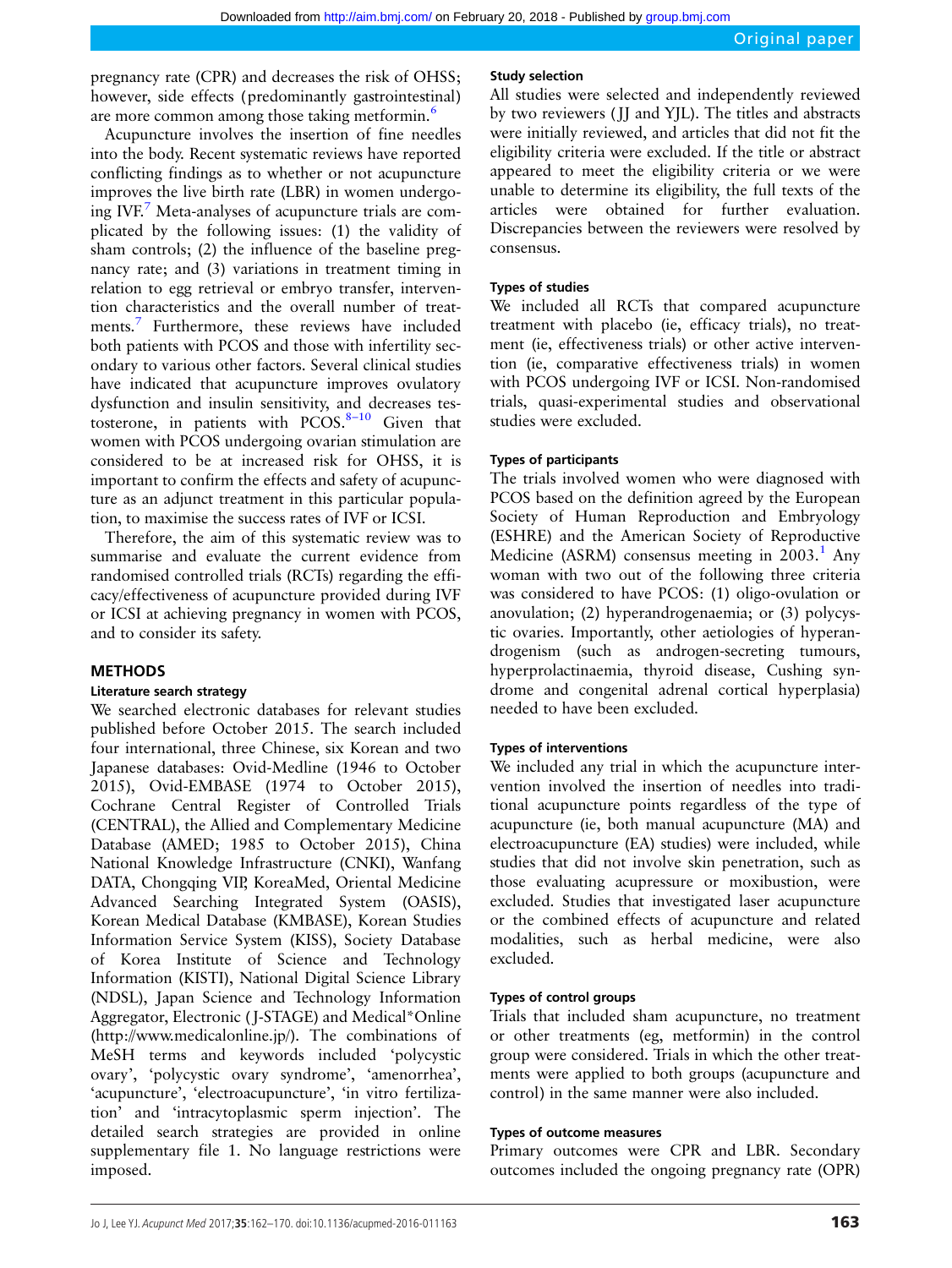pregnancy rate (CPR) and decreases the risk of OHSS; however, side effects (predominantly gastrointestinal) are more common among those taking metformin.[6]

Acupuncture involves the insertion of fine needles into the body. Recent systematic reviews have reported conflicting findings as to whether or not acupuncture improves the live birth rate (LBR) in women undergoing IVF.[7] Meta-analyses of acupuncture trials are complicated by the following issues: (1) the validity of sham controls; (2) the influence of the baseline pregnancy rate; and (3) variations in treatment timing in relation to egg retrieval or embryo transfer, intervention characteristics and the overall number of treatments.[7] Furthermore, these reviews have included both patients with PCOS and those with infertility secondary to various other factors. Several clinical studies have indicated that acupuncture improves ovulatory dysfunction and insulin sensitivity, and decreases testosterone, in patients with PCOS.[8–10] Given that women with PCOS undergoing ovarian stimulation are considered to be at increased risk for OHSS, it is important to confirm the effects and safety of acupuncture as an adjunct treatment in this particular population, to maximise the success rates of IVF or ICSI.

Therefore, the aim of this systematic review was to summarise and evaluate the current evidence from randomised controlled trials (RCTs) regarding the efficacy/effectiveness of acupuncture provided during IVF or ICSI at achieving pregnancy in women with PCOS, and to consider its safety.

## METHODS

### Literature search strategy

We searched electronic databases for relevant studies published before October 2015. The search included four international, three Chinese, six Korean and two Japanese databases: Ovid-Medline (1946 to October 2015), Ovid-EMBASE (1974 to October 2015), Cochrane Central Register of Controlled Trials (CENTRAL), the Allied and Complementary Medicine Database (AMED; 1985 to October 2015), China National Knowledge Infrastructure (CNKI), Wanfang DATA, Chongqing VIP, KoreaMed, Oriental Medicine Advanced Searching Integrated System (OASIS), Korean Medical Database (KMBASE), Korean Studies Information Service System (KISS), Society Database of Korea Institute of Science and Technology Information (KISTI), National Digital Science Library (NDSL), Japan Science and Technology Information Aggregator, Electronic (J-STAGE) and Medical*Online (http://www.medicalonline.jp/). The combinations of MeSH terms and keywords included 'polycystic ovary', 'polycystic ovary syndrome', 'amenorrhea', 'acupuncture', 'electroacupuncture', 'in vitro fertilization' and 'intracytoplasmic sperm injection'. The detailed search strategies are provided in online supplementary file 1. No language restrictions were imposed.

### Study selection

All studies were selected and independently reviewed by two reviewers (JJ and YJL). The titles and abstracts were initially reviewed, and articles that did not fit the eligibility criteria were excluded. If the title or abstract appeared to meet the eligibility criteria or we were unable to determine its eligibility, the full texts of the articles were obtained for further evaluation. Discrepancies between the reviewers were resolved by consensus.

### Types of studies

We included all RCTs that compared acupuncture treatment with placebo (ie, efficacy trials), no treatment (ie, effectiveness trials) or other active intervention (ie, comparative effectiveness trials) in women with PCOS undergoing IVF or ICSI. Non-randomised trials, quasi-experimental studies and observational studies were excluded.

### Types of participants

The trials involved women who were diagnosed with PCOS based on the definition agreed by the European Society of Human Reproduction and Embryology (ESHRE) and the American Society of Reproductive Medicine (ASRM) consensus meeting in 2003.[1] Any woman with two out of the following three criteria was considered to have PCOS: (1) oligo-ovulation or anovulation; (2) hyperandrogenaemia; or (3) polycystic ovaries. Importantly, other aetiologies of hyperandrogenism (such as androgen-secreting tumours, hyperprolactinaemia, thyroid disease, Cushing syndrome and congenital adrenal cortical hyperplasia) needed to have been excluded.

### Types of interventions

We included any trial in which the acupuncture intervention involved the insertion of needles into traditional acupuncture points regardless of the type of acupuncture (ie, both manual acupuncture (MA) and electroacupuncture (EA) studies) were included, while studies that did not involve skin penetration, such as those evaluating acupressure or moxibustion, were excluded. Studies that investigated laser acupuncture or the combined effects of acupuncture and related modalities, such as herbal medicine, were also excluded.

### Types of control groups

Trials that included sham acupuncture, no treatment or other treatments (eg, metformin) in the control group were considered. Trials in which the other treatments were applied to both groups (acupuncture and control) in the same manner were also included.

### Types of outcome measures

Primary outcomes were CPR and LBR. Secondary outcomes included the ongoing pregnancy rate (OPR)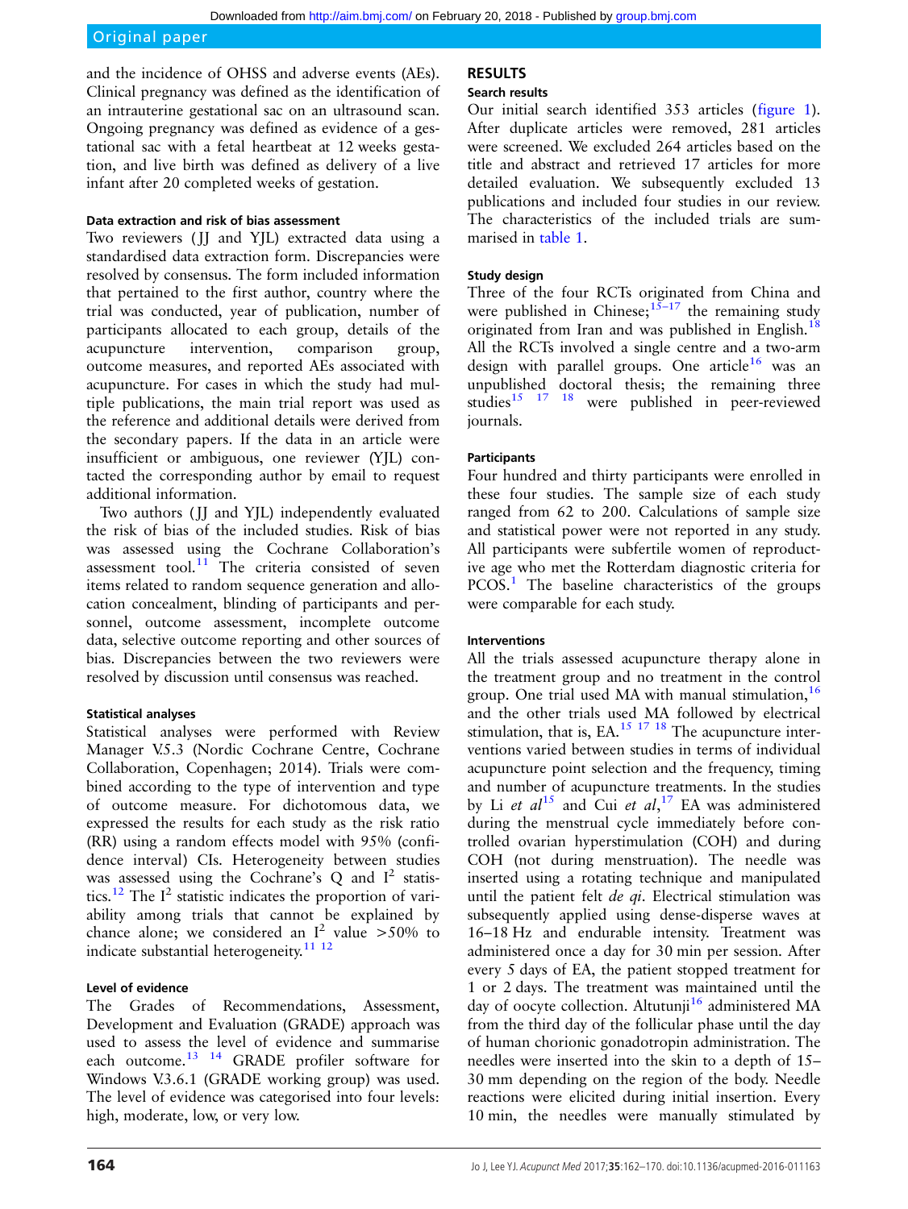and the incidence of OHSS and adverse events (AEs). Clinical pregnancy was defined as the identification of an intrauterine gestational sac on an ultrasound scan. Ongoing pregnancy was defined as evidence of a gestational sac with a fetal heartbeat at 12 weeks gestation, and live birth was defined as delivery of a live infant after 20 completed weeks of gestation.

### Data extraction and risk of bias assessment

Two reviewers (JJ and YJL) extracted data using a standardised data extraction form. Discrepancies were resolved by consensus. The form included information that pertained to the first author, country where the trial was conducted, year of publication, number of participants allocated to each group, details of the acupuncture intervention, comparison group, outcome measures, and reported AEs associated with acupuncture. For cases in which the study had multiple publications, the main trial report was used as the reference and additional details were derived from the secondary papers. If the data in an article were insufficient or ambiguous, one reviewer (YJL) contacted the corresponding author by email to request additional information.

Two authors (JJ and YJL) independently evaluated the risk of bias of the included studies. Risk of bias was assessed using the Cochrane Collaboration's assessment tool.[11] The criteria consisted of seven items related to random sequence generation and allocation concealment, blinding of participants and personnel, outcome assessment, incomplete outcome data, selective outcome reporting and other sources of bias. Discrepancies between the two reviewers were resolved by discussion until consensus was reached.

### Statistical analyses

Statistical analyses were performed with Review Manager V.5.3 (Nordic Cochrane Centre, Cochrane Collaboration, Copenhagen; 2014). Trials were combined according to the type of intervention and type of outcome measure. For dichotomous data, we expressed the results for each study as the risk ratio (RR) using a random effects model with 95% (confidence interval) CIs. Heterogeneity between studies was assessed using the Cochrane's Q and $I^2$ statistics.[12] The $I^2$ statistic indicates the proportion of variability among trials that cannot be explained by chance alone; we considered an $I^2$ value >50% to indicate substantial heterogeneity.[11,12]

### Level of evidence

The Grades of Recommendations, Assessment, Development and Evaluation (GRADE) approach was used to assess the level of evidence and summarise each outcome.[13,14] GRADE profiler software for Windows V.3.6.1 (GRADE working group) was used. The level of evidence was categorised into four levels: high, moderate, low, or very low.

## RESULTS

### Search results

Our initial search identified 353 articles (figure 1). After duplicate articles were removed, 281 articles were screened. We excluded 264 articles based on the title and abstract and retrieved 17 articles for more detailed evaluation. We subsequently excluded 13 publications and included four studies in our review. The characteristics of the included trials are summarised in table 1.

### Study design

Three of the four RCTs originated from China and were published in Chinese;[15–17] the remaining study originated from Iran and was published in English.[18] All the RCTs involved a single centre and a two-arm design with parallel groups. One article[16] was an unpublished doctoral thesis; the remaining three studies[15,17,18] were published in peer-reviewed journals.

### Participants

Four hundred and thirty participants were enrolled in these four studies. The sample size of each study ranged from 62 to 200. Calculations of sample size and statistical power were not reported in any study. All participants were subfertile women of reproductive age who met the Rotterdam diagnostic criteria for PCOS.[1] The baseline characteristics of the groups were comparable for each study.

### Interventions

All the trials assessed acupuncture therapy alone in the treatment group and no treatment in the control group. One trial used MA with manual stimulation,[16] and the other trials used MA followed by electrical stimulation, that is, EA.[15,17,18] The acupuncture interventions varied between studies in terms of individual acupuncture point selection and the frequency, timing and number of acupuncture treatments. In the studies by Li *et al*[15] and Cui *et al*,[17] EA was administered during the menstrual cycle immediately before controlled ovarian hyperstimulation (COH) and during COH (not during menstruation). The needle was inserted using a rotating technique and manipulated until the patient felt *de qi*. Electrical stimulation was subsequently applied using dense-disperse waves at 16–18 Hz and endurable intensity. Treatment was administered once a day for 30 min per session. After every 5 days of EA, the patient stopped treatment for 1 or 2 days. The treatment was maintained until the day of oocyte collection. Altutunji[16] administered MA from the third day of the follicular phase until the day of human chorionic gonadotropin administration. The needles were inserted into the skin to a depth of 15–30 mm depending on the region of the body. Needle reactions were elicited during initial insertion. Every 10 min, the needles were manually stimulated by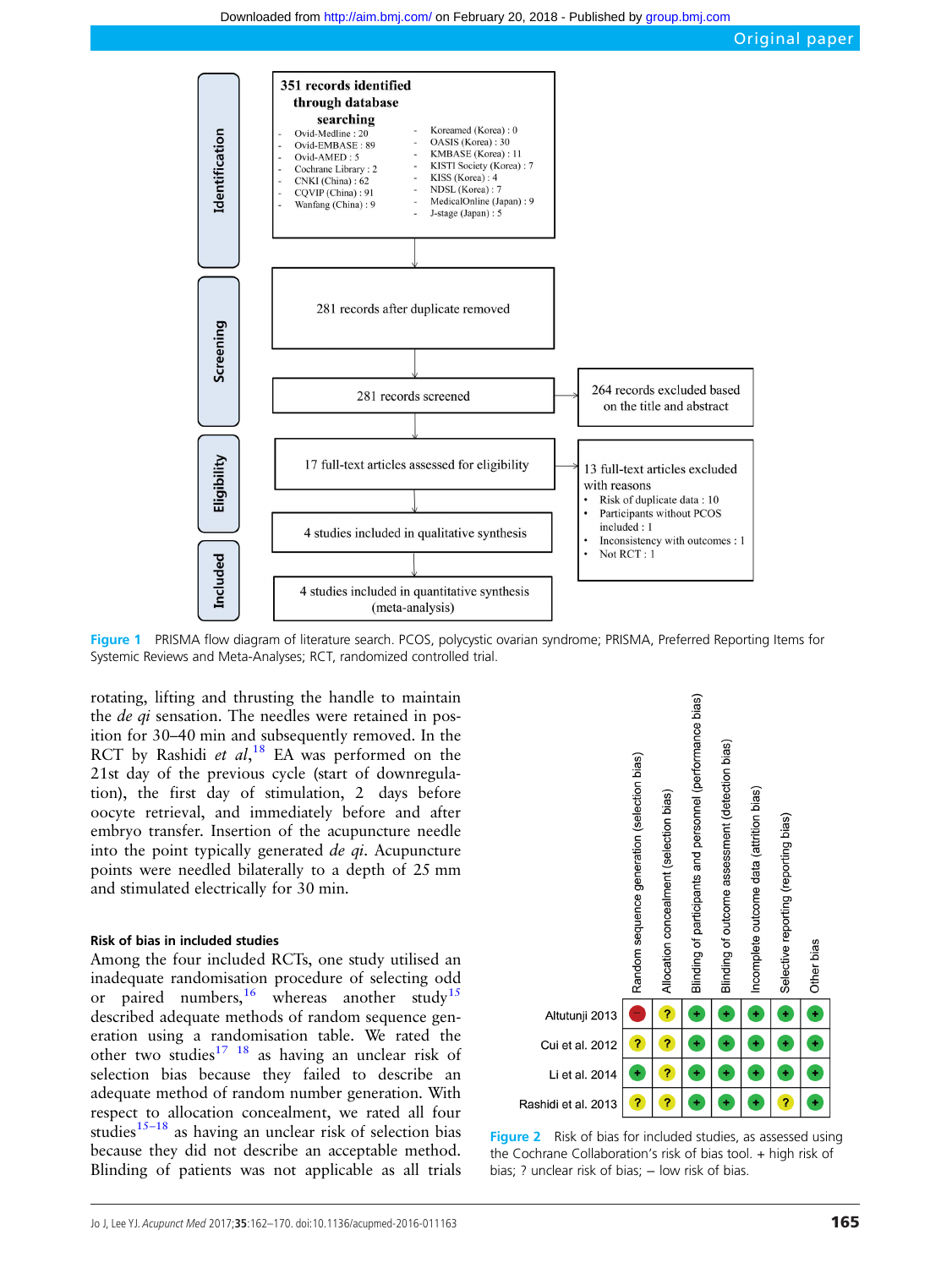351 records identified through database searching

- Ovid-Medline : 20
- Ovid-EMBASE : 89
- Ovid-AMED : 5
- Cochrane Library : 2
- CNKI (China) : 62
- CQVIP (China) : 91
- Wanfang (China) : 9
- Koreamed (Korea) : 0
- OASIS (Korea) : 30
- KMBASE (Korea) : 11
- KISTI Society (Korea) : 7
- KISS (Korea) : 4
- NDSL (Korea) : 7
- MedicalOnline (Japan) : 9
- J-stage (Japan) : 5

Identification

Screening

Eligibility

Included

281 records after duplicate removed

281 records screened

264 records excluded based on the title and abstract

17 full-text articles assessed for eligibility

13 full-text articles excluded with reasons

- Risk of duplicate data : 10
- Participants without PCOS included : 1
- Inconsistency with outcomes : 1
- Not RCT : 1

4 studies included in qualitative synthesis

4 studies included in quantitative synthesis (meta-analysis)

**Figure 1** PRISMA flow diagram of literature search. PCOS, polycystic ovarian syndrome; PRISMA, Preferred Reporting Items for Systemic Reviews and Meta-Analyses; RCT, randomized controlled trial.

rotating, lifting and thrusting the handle to maintain the *de qi* sensation. The needles were retained in position for 30–40 min and subsequently removed. In the RCT by Rashidi *et al*,[18] EA was performed on the 21st day of the previous cycle (start of downregulation), the first day of stimulation, 2 days before oocyte retrieval, and immediately before and after embryo transfer. Insertion of the acupuncture needle into the point typically generated *de qi*. Acupuncture points were needled bilaterally to a depth of 25 mm and stimulated electrically for 30 min.

### Risk of bias in included studies

Among the four included RCTs, one study utilised an inadequate randomisation procedure of selecting odd or paired numbers,[16] whereas another study[15] described adequate methods of random sequence generation using a randomisation table. We rated the other two studies[17 18] as having an unclear risk of selection bias because they failed to describe an adequate method of random number generation. With respect to allocation concealment, we rated all four studies[15–18] as having an unclear risk of selection bias because they did not describe an acceptable method. Blinding of patients was not applicable as all trials

Random sequence generation (selection bias)

Allocation concealment (selection bias)

Blinding of participants and personnel (performance bias)

Blinding of outcome assessment (detection bias)

Incomplete outcome data (attrition bias)

Selective reporting (reporting bias)

Other bias

Altutunji 2013: – ? + + + + +

Cui et al. 2012: ? ? + + + + +

Li et al. 2014: + ? + + + + +

Rashidi et al. 2013: ? ? + + + ? +

**Figure 2** Risk of bias for included studies, as assessed using the Cochrane Collaboration's risk of bias tool. + high risk of bias; ? unclear risk of bias; – low risk of bias.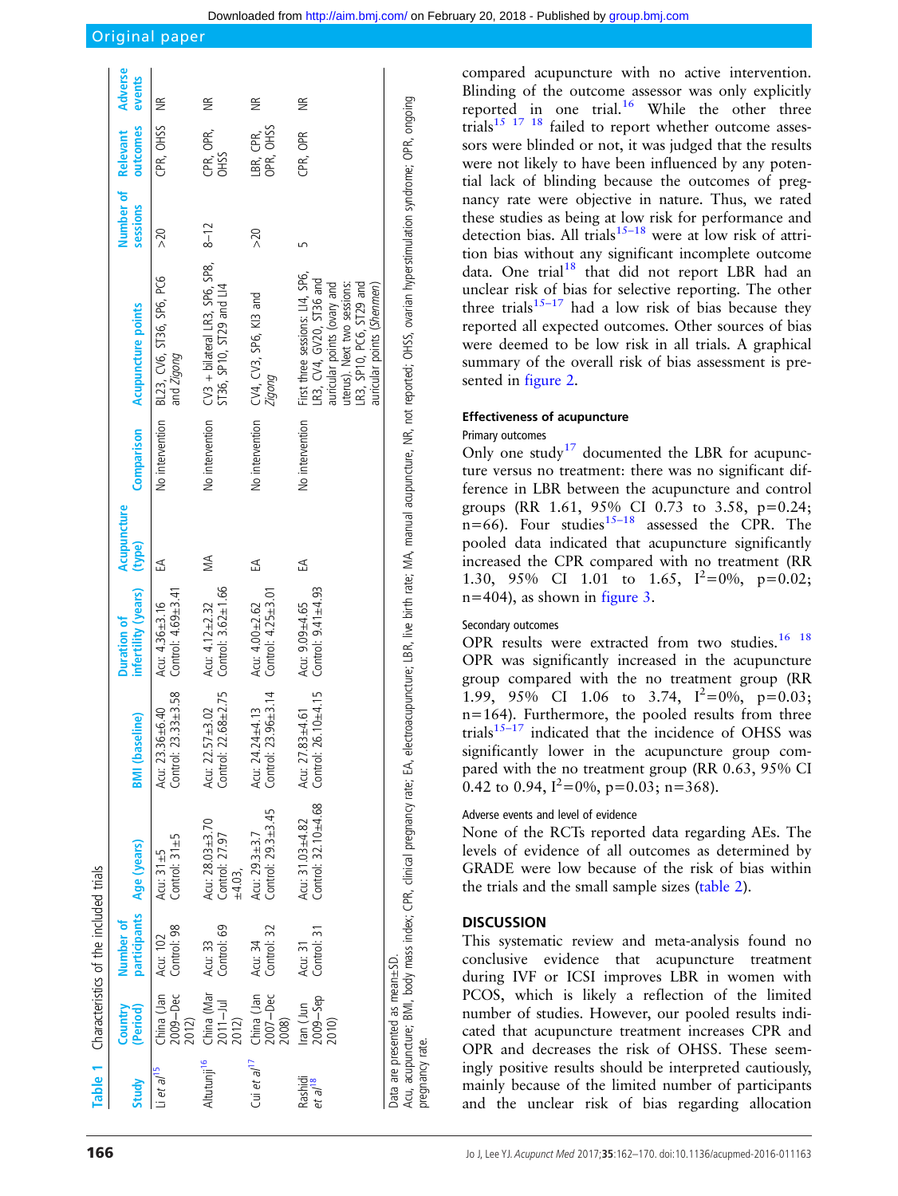Table 1 Characteristics of the included trials

| Study | Country (Period) | Number of participants | Age (years) | BMI (baseline) | Duration of infertility (years) | Acupuncture (type) | Comparison | Acupuncture points | Number of sessions | Relevant outcomes | Adverse events |
|---|---|---|---|---|---|---|---|---|---|---|---|
| Li et al[15] | China (Jan 2009–Dec 2012) | Acu: 102 Control: 98 | Acu: 31±5 Control: 31±5 | Acu: 23.36±6.40 Control: 23.33±3.58 | Acu: 4.36±3.16 Control: 4.69±3.41 | EA | No intervention | BL23, CV6, ST36, SP6, PC6 and *Zigong* | >20 | CPR, OHSS | NR |
| Altutunji[16] | China (Mar 2011–Jul 2012) | Acu: 33 Control: 69 | Acu: 28.03±3.70 Control: 27.97 ±4.03, | Acu: 22.57±3.02 Control: 22.68±2.75 | Acu: 4.12±2.32 Control: 3.62±1.66 | MA | No intervention | CV3 + bilateral LR3, SP6, SP8, ST36, SP10, ST29 and LI4 | 8–12 | CPR, OPR, OHSS | NR |
| Cui et al[17] | China (Jan 2007–Dec 2008) | Acu: 34 Control: 32 | Acu: 29.3±3.7 Control: 29.3±3.45 | Acu: 24.24±4.13 Control: 23.96±3.14 | Acu: 4.00±2.62 Control: 4.25±3.01 | EA | No intervention | CV4, CV3, SP6, KI3 and *Zigong* | >20 | LBR, CPR, OPR, OHSS | NR |
| Rashidi et al[18] | Iran (Jun 2009–Sep 2010) | Acu: 31 Control: 31 | Acu: 31.03±4.82 Control: 32.10±4.68 | Acu: 27.83±4.61 Control: 26.10±4.15 | Acu: 9.09±4.65 Control: 9.41±4.93 | EA | No intervention | First three sessions: LI4, SP6, LR3, CV4, GV20, ST36 and auricular points (ovary and uterus). Next two sessions: LR3, SP10, PC6, ST29 and auricular points (*Shenmen*) | 5 | CPR, OPR | NR |

Data are presented as mean±SD.
Acu, acupuncture; BMI, body mass index; CPR, clinical pregnancy rate; EA, electroacupuncture; LBR, live birth rate; MA, manual acupuncture; NR, not reported; OHSS, ovarian hyperstimulation syndrome; OPR, ongoing pregnancy rate.

compared acupuncture with no active intervention. Blinding of the outcome assessor was only explicitly reported in one trial.[16] While the other three trials[15 17 18] failed to report whether outcome assessors were blinded or not, it was judged that the results were not likely to have been influenced by any potential lack of blinding because the outcomes of pregnancy rate were objective in nature. Thus, we rated these studies as being at low risk for performance and detection bias. All trials[15–18] were at low risk of attrition bias without any significant incomplete outcome data. One trial[18] that did not report LBR had an unclear risk of bias for selective reporting. The other three trials[15–17] had a low risk of bias because they reported all expected outcomes. Other sources of bias were deemed to be low risk in all trials. A graphical summary of the overall risk of bias assessment is presented in figure 2.

#### Effectiveness of acupuncture

##### Primary outcomes

Only one study[17] documented the LBR for acupuncture versus no treatment: there was no significant difference in LBR between the acupuncture and control groups (RR 1.61, 95% CI 0.73 to 3.58, p=0.24; n=66). Four studies[15–18] assessed the CPR. The pooled data indicated that acupuncture significantly increased the CPR compared with no treatment (RR 1.30, 95% CI 1.01 to 1.65, $I^2$=0%, p=0.02; n=404), as shown in figure 3.

##### Secondary outcomes

OPR results were extracted from two studies.[16 18] OPR was significantly increased in the acupuncture group compared with the no treatment group (RR 1.99, 95% CI 1.06 to 3.74, $I^2$=0%, p=0.03; n=164). Furthermore, the pooled results from three trials[15–17] indicated that the incidence of OHSS was significantly lower in the acupuncture group compared with the no treatment group (RR 0.63, 95% CI 0.42 to 0.94, $I^2$=0%, p=0.03; n=368).

##### Adverse events and level of evidence

None of the RCTs reported data regarding AEs. The levels of evidence of all outcomes as determined by GRADE were low because of the risk of bias within the trials and the small sample sizes (table 2).

## DISCUSSION

This systematic review and meta-analysis found no conclusive evidence that acupuncture treatment during IVF or ICSI improves LBR in women with PCOS, which is likely a reflection of the limited number of studies. However, our pooled results indicated that acupuncture treatment increases CPR and OPR and decreases the risk of OHSS. These seemingly positive results should be interpreted cautiously, mainly because of the limited number of participants and the unclear risk of bias regarding allocation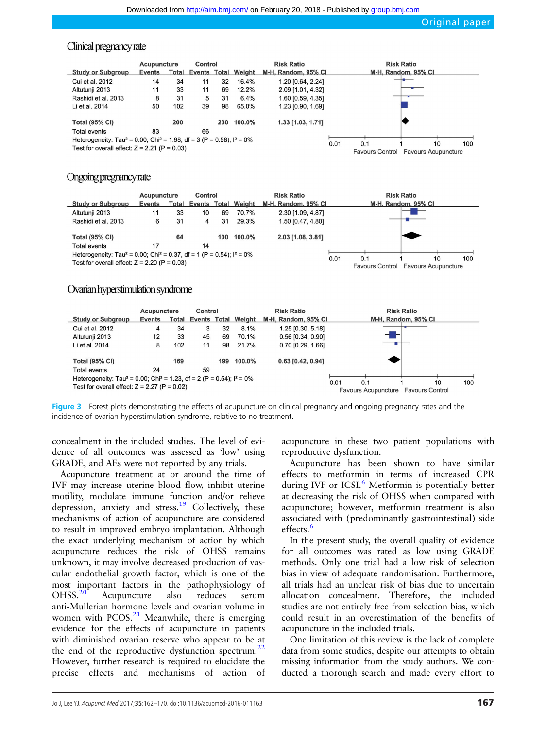Clinical pregnancy rate

Acupuncture Control Risk Ratio Risk Ratio
Study or Subgroup Events Total Events Total Weight M-H, Random, 95% CI M-H, Random, 95% CI
Cui et al. 2012 14 34 11 32 16.4% 1.20 [0.64, 2.24]
Altutunji 2013 11 33 11 69 12.2% 2.09 [1.01, 4.32]
Rashidi et al. 2013 8 31 5 31 6.4% 1.60 [0.59, 4.35]
Li et al. 2014 50 102 39 98 65.0% 1.23 [0.90, 1.69]

Total (95% CI) 200 230 100.0% 1.33 [1.03, 1.71]
Total events 83 66
Heterogeneity: Tau² = 0.00; Chi² = 1.98, df = 3 (P = 0.58); I² = 0%
Test for overall effect: Z = 2.21 (P = 0.03)

0.01 0.1 1 10 100
Favours Control Favours Acupuncture

Ongoing pregnancy rate

Acupuncture Control Risk Ratio Risk Ratio
Study or Subgroup Events Total Events Total Weight M-H, Random, 95% CI M-H, Random, 95% CI
Altutunji 2013 11 33 10 69 70.7% 2.30 [1.09, 4.87]
Rashidi et al. 2013 6 31 4 31 29.3% 1.50 [0.47, 4.80]

Total (95% CI) 64 100 100.0% 2.03 [1.08, 3.81]
Total events 17 14
Heterogeneity: Tau² = 0.00; Chi² = 0.37, df = 1 (P = 0.54); I² = 0%
Test for overall effect: Z = 2.20 (P = 0.03)

0.01 0.1 1 10 100
Favours Control Favours Acupuncture

Ovarian hyperstimulation syndrome

Acupuncture Control Risk Ratio Risk Ratio
Study or Subgroup Events Total Events Total Weight M-H, Random, 95% CI M-H, Random, 95% CI
Cui et al. 2012 4 34 3 32 8.1% 1.25 [0.30, 5.18]
Altutunji 2013 12 33 45 69 70.1% 0.56 [0.34, 0.90]
Li et al. 2014 8 102 11 98 21.7% 0.70 [0.29, 1.66]

Total (95% CI) 169 199 100.0% 0.63 [0.42, 0.94]
Total events 24 59
Heterogeneity: Tau² = 0.00; Chi² = 1.23, df = 2 (P = 0.54); I² = 0%
Test for overall effect: Z = 2.27 (P = 0.02)

0.01 0.1 1 10 100
Favours Acupuncture Favours Control

**Figure 3** Forest plots demonstrating the effects of acupuncture on clinical pregnancy and ongoing pregnancy rates and the incidence of ovarian hyperstimulation syndrome, relative to no treatment.

concealment in the included studies. The level of evidence of all outcomes was assessed as 'low' using GRADE, and AEs were not reported by any trials.

Acupuncture treatment at or around the time of IVF may increase uterine blood flow, inhibit uterine motility, modulate immune function and/or relieve depression, anxiety and stress.[19] Collectively, these mechanisms of action of acupuncture are considered to result in improved embryo implantation. Although the exact underlying mechanism of action by which acupuncture reduces the risk of OHSS remains unknown, it may involve decreased production of vascular endothelial growth factor, which is one of the most important factors in the pathophysiology of OHSS.[20] Acupuncture also reduces serum anti-Mullerian hormone levels and ovarian volume in women with PCOS.[21] Meanwhile, there is emerging evidence for the effects of acupuncture in patients with diminished ovarian reserve who appear to be at the end of the reproductive dysfunction spectrum.[22] However, further research is required to elucidate the precise effects and mechanisms of action of acupuncture in these two patient populations with reproductive dysfunction.

Acupuncture has been shown to have similar effects to metformin in terms of increased CPR during IVF or ICSI.[6] Metformin is potentially better at decreasing the risk of OHSS when compared with acupuncture; however, metformin treatment is also associated with (predominantly gastrointestinal) side effects.[6]

In the present study, the overall quality of evidence for all outcomes was rated as low using GRADE methods. Only one trial had a low risk of selection bias in view of adequate randomisation. Furthermore, all trials had an unclear risk of bias due to uncertain allocation concealment. Therefore, the included studies are not entirely free from selection bias, which could result in an overestimation of the benefits of acupuncture in the included trials.

One limitation of this review is the lack of complete data from some studies, despite our attempts to obtain missing information from the study authors. We conducted a thorough search and made every effort to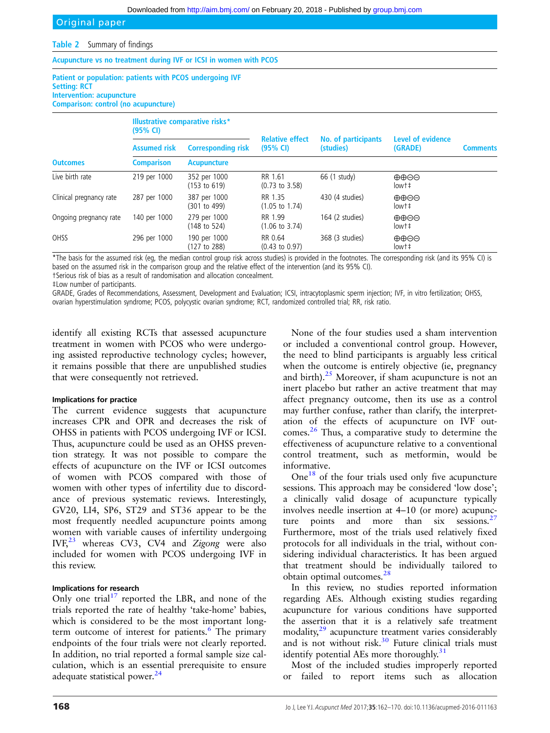**Table 2** Summary of findings

**Acupuncture vs no treatment during IVF or ICSI in women with PCOS**

**Patient or population: patients with PCOS undergoing IVF**
**Setting: RCT**
**Intervention: acupuncture**
**Comparison: control (no acupuncture)**

| Outcomes | Illustrative comparative risks* (95% CI) | | Relative effect (95% CI) | No. of participants (studies) | Level of evidence (GRADE) | Comments |
|---|---|---|---|---|---|---|
| | Assumed risk | Corresponding risk | | | | |
| | Comparison | Acupuncture | | | | |
| Live birth rate | 219 per 1000 | 352 per 1000 (153 to 619) | RR 1.61 (0.73 to 3.58) | 66 (1 study) | ⊕⊕⊖⊖ low†‡ | |
| Clinical pregnancy rate | 287 per 1000 | 387 per 1000 (301 to 499) | RR 1.35 (1.05 to 1.74) | 430 (4 studies) | ⊕⊕⊖⊖ low†‡ | |
| Ongoing pregnancy rate | 140 per 1000 | 279 per 1000 (148 to 524) | RR 1.99 (1.06 to 3.74) | 164 (2 studies) | ⊕⊕⊖⊖ low†‡ | |
| OHSS | 296 per 1000 | 190 per 1000 (127 to 288) | RR 0.64 (0.43 to 0.97) | 368 (3 studies) | ⊕⊕⊖⊖ low†‡ | |

*The basis for the assumed risk (eg, the median control group risk across studies) is provided in the footnotes. The corresponding risk (and its 95% CI) is based on the assumed risk in the comparison group and the relative effect of the intervention (and its 95% CI).
†Serious risk of bias as a result of randomisation and allocation concealment.
‡Low number of participants.
GRADE, Grades of Recommendations, Assessment, Development and Evaluation; ICSI, intracytoplasmic sperm injection; IVF, in vitro fertilization; OHSS, ovarian hyperstimulation syndrome; PCOS, polycystic ovarian syndrome; RCT, randomized controlled trial; RR, risk ratio.

identify all existing RCTs that assessed acupuncture treatment in women with PCOS who were undergoing assisted reproductive technology cycles; however, it remains possible that there are unpublished studies that were consequently not retrieved.

#### Implications for practice

The current evidence suggests that acupuncture increases CPR and OPR and decreases the risk of OHSS in patients with PCOS undergoing IVF or ICSI. Thus, acupuncture could be used as an OHSS prevention strategy. It was not possible to compare the effects of acupuncture on the IVF or ICSI outcomes of women with PCOS compared with those of women with other types of infertility due to discordance of previous systematic reviews. Interestingly, GV20, LI4, SP6, ST29 and ST36 appear to be the most frequently needled acupuncture points among women with variable causes of infertility undergoing IVF,[23] whereas CV3, CV4 and *Zigong* were also included for women with PCOS undergoing IVF in this review.

#### Implications for research

Only one trial[17] reported the LBR, and none of the trials reported the rate of healthy 'take-home' babies, which is considered to be the most important long-term outcome of interest for patients.[6] The primary endpoints of the four trials were not clearly reported. In addition, no trial reported a formal sample size calculation, which is an essential prerequisite to ensure adequate statistical power.[24]

None of the four studies used a sham intervention or included a conventional control group. However, the need to blind participants is arguably less critical when the outcome is entirely objective (ie, pregnancy and birth).[25] Moreover, if sham acupuncture is not an inert placebo but rather an active treatment that may affect pregnancy outcome, then its use as a control may further confuse, rather than clarify, the interpretation of the effects of acupuncture on IVF outcomes.[26] Thus, a comparative study to determine the effectiveness of acupuncture relative to a conventional control treatment, such as metformin, would be informative.

One[18] of the four trials used only five acupuncture sessions. This approach may be considered 'low dose'; a clinically valid dosage of acupuncture typically involves needle insertion at 4–10 (or more) acupuncture points and more than six sessions.[27] Furthermore, most of the trials used relatively fixed protocols for all individuals in the trial, without considering individual characteristics. It has been argued that treatment should be individually tailored to obtain optimal outcomes.[28]

In this review, no studies reported information regarding AEs. Although existing studies regarding acupuncture for various conditions have supported the assertion that it is a relatively safe treatment modality,[29] acupuncture treatment varies considerably and is not without risk.[30] Future clinical trials must identify potential AEs more thoroughly.[31]

Most of the included studies improperly reported or failed to report items such as allocation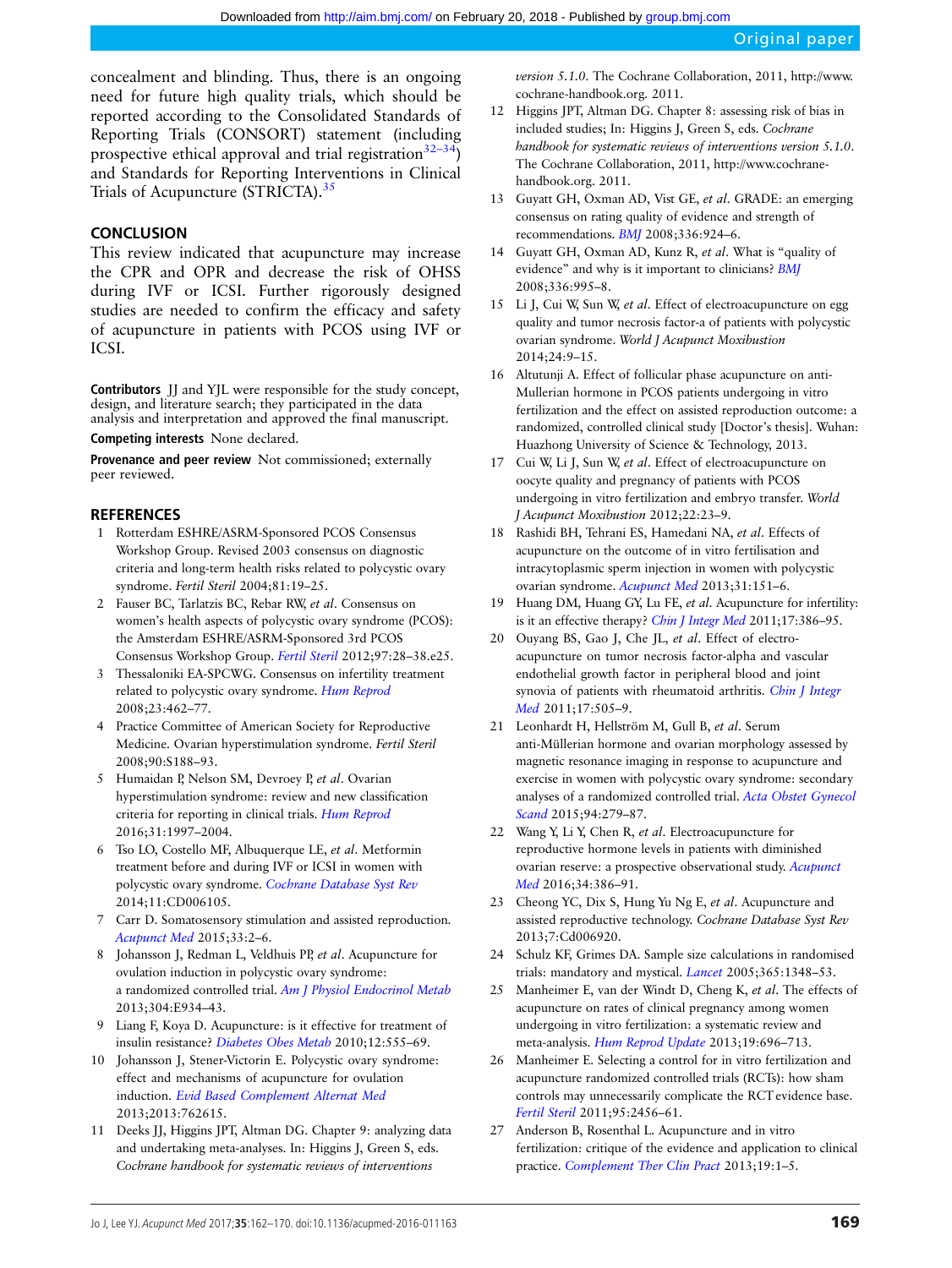concealment and blinding. Thus, there is an ongoing need for future high quality trials, which should be reported according to the Consolidated Standards of Reporting Trials (CONSORT) statement (including prospective ethical approval and trial registration[32–34]) and Standards for Reporting Interventions in Clinical Trials of Acupuncture (STRICTA).[35]

## CONCLUSION

This review indicated that acupuncture may increase the CPR and OPR and decrease the risk of OHSS during IVF or ICSI. Further rigorously designed studies are needed to confirm the efficacy and safety of acupuncture in patients with PCOS using IVF or ICSI.

**Contributors** JJ and YJL were responsible for the study concept, design, and literature search; they participated in the data analysis and interpretation and approved the final manuscript.

**Competing interests** None declared.

**Provenance and peer review** Not commissioned; externally peer reviewed.

## REFERENCES

1. Rotterdam ESHRE/ASRM-Sponsored PCOS Consensus Workshop Group. Revised 2003 consensus on diagnostic criteria and long-term health risks related to polycystic ovary syndrome. *Fertil Steril* 2004;81:19–25.
2. Fauser BC, Tarlatzis BC, Rebar RW, *et al*. Consensus on women's health aspects of polycystic ovary syndrome (PCOS): the Amsterdam ESHRE/ASRM-Sponsored 3rd PCOS Consensus Workshop Group. *Fertil Steril* 2012;97:28–38.e25.
3. Thessaloniki EA-SPCWG. Consensus on infertility treatment related to polycystic ovary syndrome. *Hum Reprod* 2008;23:462–77.
4. Practice Committee of American Society for Reproductive Medicine. Ovarian hyperstimulation syndrome. *Fertil Steril* 2008;90:S188–93.
5. Humaidan P, Nelson SM, Devroey P, *et al*. Ovarian hyperstimulation syndrome: review and new classification criteria for reporting in clinical trials. *Hum Reprod* 2016;31:1997–2004.
6. Tso LO, Costello MF, Albuquerque LE, *et al*. Metformin treatment before and during IVF or ICSI in women with polycystic ovary syndrome. *Cochrane Database Syst Rev* 2014;11:CD006105.
7. Carr D. Somatosensory stimulation and assisted reproduction. *Acupunct Med* 2015;33:2–6.
8. Johansson J, Redman L, Veldhuis PP, *et al*. Acupuncture for ovulation induction in polycystic ovary syndrome: a randomized controlled trial. *Am J Physiol Endocrinol Metab* 2013;304:E934–43.
9. Liang F, Koya D. Acupuncture: is it effective for treatment of insulin resistance? *Diabetes Obes Metab* 2010;12:555–69.
10. Johansson J, Stener-Victorin E. Polycystic ovary syndrome: effect and mechanisms of acupuncture for ovulation induction. *Evid Based Complement Alternat Med* 2013;2013:762615.
11. Deeks JJ, Higgins JPT, Altman DG. Chapter 9: analyzing data and undertaking meta-analyses. In: Higgins J, Green S, eds. *Cochrane handbook for systematic reviews of interventions version 5.1.0*. The Cochrane Collaboration, 2011, http://www.cochrane-handbook.org. 2011.
12. Higgins JPT, Altman DG. Chapter 8: assessing risk of bias in included studies; In: Higgins J, Green S, eds. *Cochrane handbook for systematic reviews of interventions version 5.1.0*. The Cochrane Collaboration, 2011, http://www.cochrane-handbook.org. 2011.
13. Guyatt GH, Oxman AD, Vist GE, *et al*. GRADE: an emerging consensus on rating quality of evidence and strength of recommendations. *BMJ* 2008;336:924–6.
14. Guyatt GH, Oxman AD, Kunz R, *et al*. What is "quality of evidence" and why is it important to clinicians? *BMJ* 2008;336:995–8.
15. Li J, Cui W, Sun W, *et al*. Effect of electroacupuncture on egg quality and tumor necrosis factor-a of patients with polycystic ovarian syndrome. *World J Acupunct Moxibustion* 2014;24:9–15.
16. Altutunji A. Effect of follicular phase acupuncture on anti-Mullerian hormone in PCOS patients undergoing in vitro fertilization and the effect on assisted reproduction outcome: a randomized, controlled clinical study [Doctor's thesis]. Wuhan: Huazhong University of Science & Technology, 2013.
17. Cui W, Li J, Sun W, *et al*. Effect of electroacupuncture on oocyte quality and pregnancy of patients with PCOS undergoing in vitro fertilization and embryo transfer. *World J Acupunct Moxibustion* 2012;22:23–9.
18. Rashidi BH, Tehrani ES, Hamedani NA, *et al*. Effects of acupuncture on the outcome of in vitro fertilisation and intracytoplasmic sperm injection in women with polycystic ovarian syndrome. *Acupunct Med* 2013;31:151–6.
19. Huang DM, Huang GY, Lu FE, *et al*. Acupuncture for infertility: is it an effective therapy? *Chin J Integr Med* 2011;17:386–95.
20. Ouyang BS, Gao J, Che JL, *et al*. Effect of electro-acupuncture on tumor necrosis factor-alpha and vascular endothelial growth factor in peripheral blood and joint synovia of patients with rheumatoid arthritis. *Chin J Integr Med* 2011;17:505–9.
21. Leonhardt H, Hellström M, Gull B, *et al*. Serum anti-Müllerian hormone and ovarian morphology assessed by magnetic resonance imaging in response to acupuncture and exercise in women with polycystic ovary syndrome: secondary analyses of a randomized controlled trial. *Acta Obstet Gynecol Scand* 2015;94:279–87.
22. Wang Y, Li Y, Chen R, *et al*. Electroacupuncture for reproductive hormone levels in patients with diminished ovarian reserve: a prospective observational study. *Acupunct Med* 2016;34:386–91.
23. Cheong YC, Dix S, Hung Yu Ng E, *et al*. Acupuncture and assisted reproductive technology. *Cochrane Database Syst Rev* 2013;7:Cd006920.
24. Schulz KF, Grimes DA. Sample size calculations in randomised trials: mandatory and mystical. *Lancet* 2005;365:1348–53.
25. Manheimer E, van der Windt D, Cheng K, *et al*. The effects of acupuncture on rates of clinical pregnancy among women undergoing in vitro fertilization: a systematic review and meta-analysis. *Hum Reprod Update* 2013;19:696–713.
26. Manheimer E. Selecting a control for in vitro fertilization and acupuncture randomized controlled trials (RCTs): how sham controls may unnecessarily complicate the RCT evidence base. *Fertil Steril* 2011;95:2456–61.
27. Anderson B, Rosenthal L. Acupuncture and in vitro fertilization: critique of the evidence and application to clinical practice. *Complement Ther Clin Pract* 2013;19:1–5.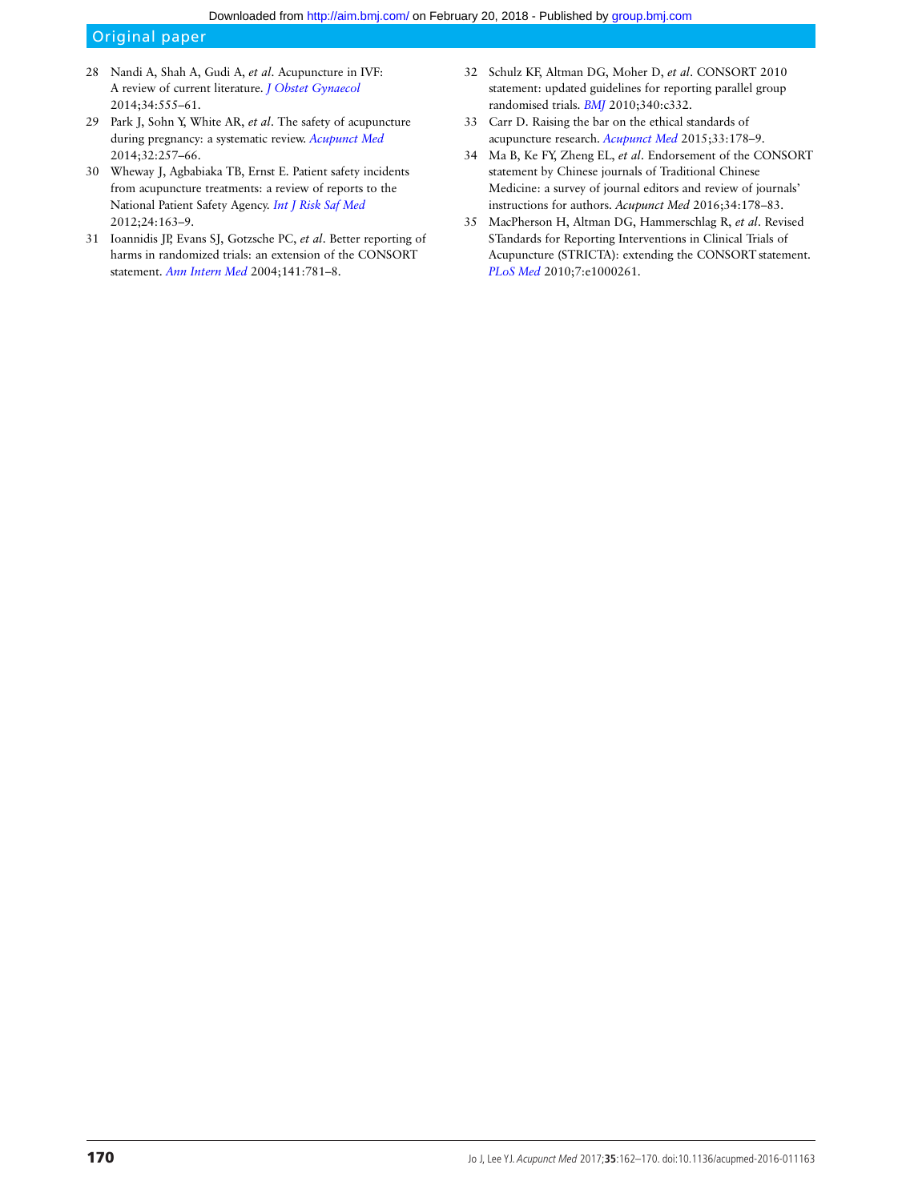28 Nandi A, Shah A, Gudi A, *et al*. Acupuncture in IVF: A review of current literature. *J Obstet Gynaecol* 2014;34:555–61.

29 Park J, Sohn Y, White AR, *et al*. The safety of acupuncture during pregnancy: a systematic review. *Acupunct Med* 2014;32:257–66.

30 Wheway J, Agbabiaka TB, Ernst E. Patient safety incidents from acupuncture treatments: a review of reports to the National Patient Safety Agency. *Int J Risk Saf Med* 2012;24:163–9.

31 Ioannidis JP, Evans SJ, Gotzsche PC, *et al*. Better reporting of harms in randomized trials: an extension of the CONSORT statement. *Ann Intern Med* 2004;141:781–8.

32 Schulz KF, Altman DG, Moher D, *et al*. CONSORT 2010 statement: updated guidelines for reporting parallel group randomised trials. *BMJ* 2010;340:c332.

33 Carr D. Raising the bar on the ethical standards of acupuncture research. *Acupunct Med* 2015;33:178–9.

34 Ma B, Ke FY, Zheng EL, *et al*. Endorsement of the CONSORT statement by Chinese journals of Traditional Chinese Medicine: a survey of journal editors and review of journals' instructions for authors. *Acupunct Med* 2016;34:178–83.

35 MacPherson H, Altman DG, Hammerschlag R, *et al*. Revised STandards for Reporting Interventions in Clinical Trials of Acupuncture (STRICTA): extending the CONSORT statement. *PLoS Med* 2010;7:e1000261.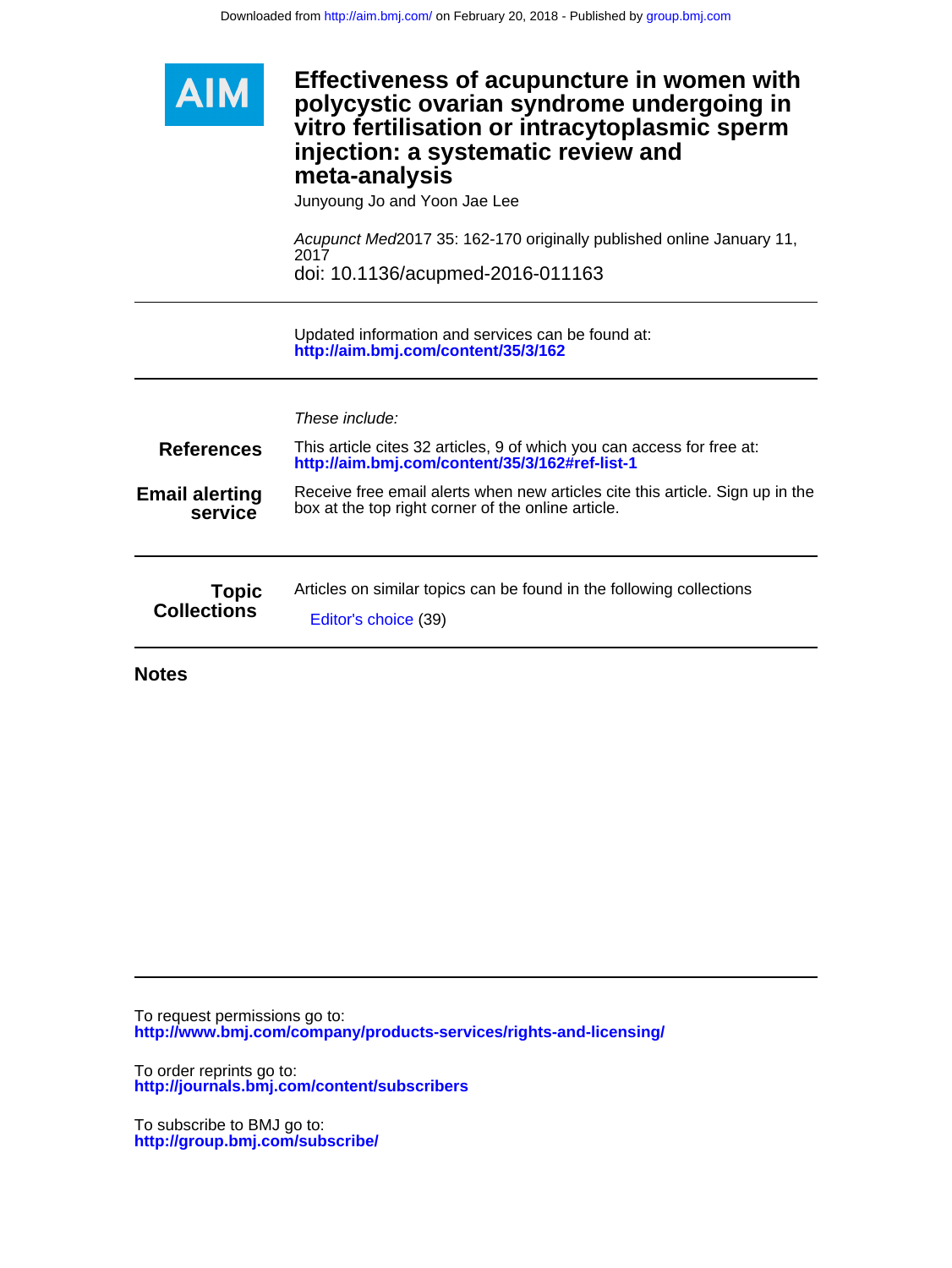AIM

# Effectiveness of acupuncture in women with polycystic ovarian syndrome undergoing in vitro fertilisation or intracytoplasmic sperm injection: a systematic review and meta-analysis

Junyoung Jo and Yoon Jae Lee

*Acupunct Med* 2017 35: 162-170 originally published online January 11, 2017
doi: 10.1136/acupmed-2016-011163

Updated information and services can be found at:
**http://aim.bmj.com/content/35/3/162**

*These include:*

**References**
This article cites 32 articles, 9 of which you can access for free at:
**http://aim.bmj.com/content/35/3/162#ref-list-1**

**Email alerting service**
Receive free email alerts when new articles cite this article. Sign up in the box at the top right corner of the online article.

**Topic Collections**
Articles on similar topics can be found in the following collections

Editor's choice (39)

## Notes

To request permissions go to:
**http://www.bmj.com/company/products-services/rights-and-licensing/**

To order reprints go to:
**http://journals.bmj.com/content/subscribers**

To subscribe to BMJ go to:
**http://group.bmj.com/subscribe/**